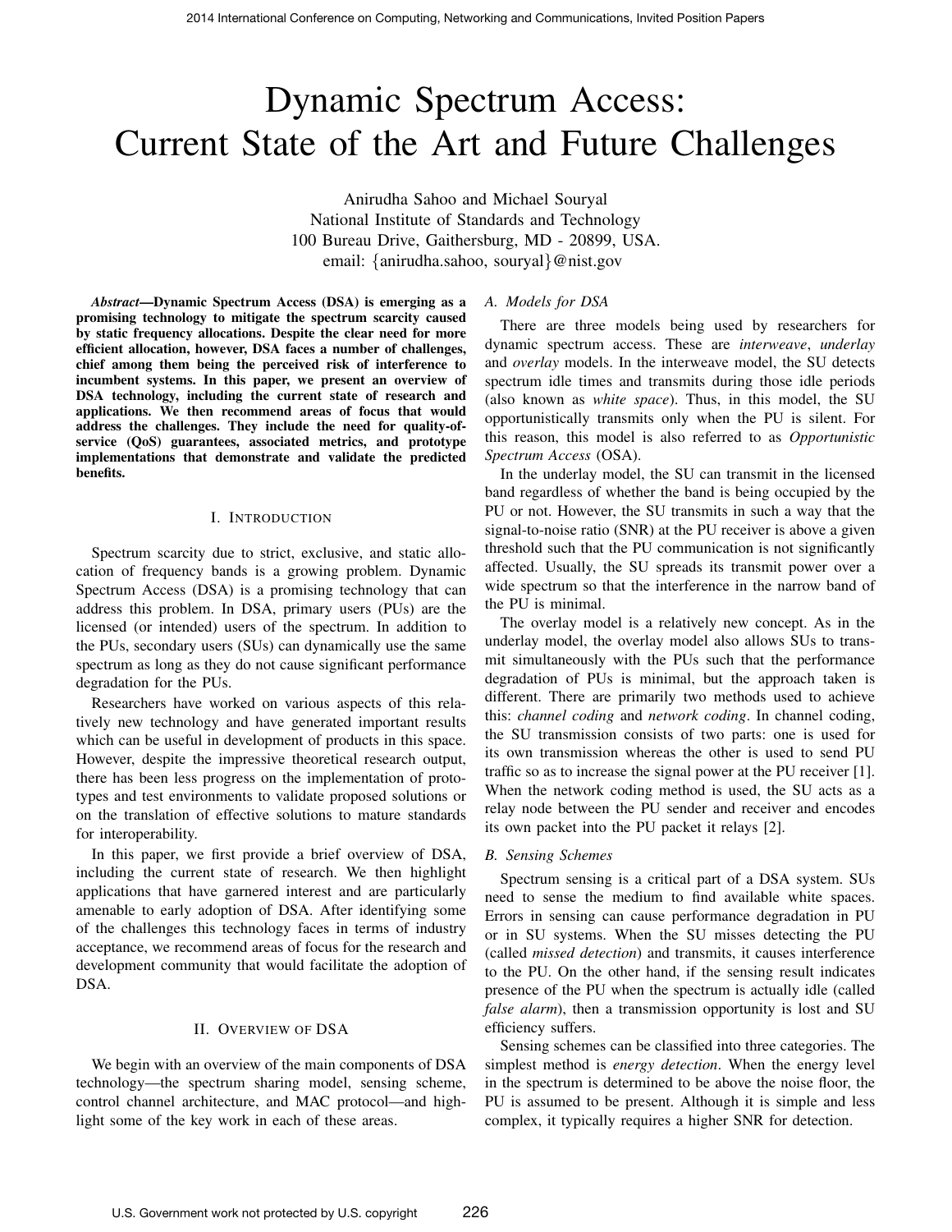# Dynamic Spectrum Access: Current State of the Art and Future Challenges

Anirudha Sahoo and Michael Souryal
National Institute of Standards and Technology
100 Bureau Drive, Gaithersburg, MD - 20899, USA.
email: {anirudha.sahoo, souryal}@nist.gov

***Abstract*—Dynamic Spectrum Access (DSA) is emerging as a promising technology to mitigate the spectrum scarcity caused by static frequency allocations. Despite the clear need for more efficient allocation, however, DSA faces a number of challenges, chief among them being the perceived risk of interference to incumbent systems. In this paper, we present an overview of DSA technology, including the current state of research and applications. We then recommend areas of focus that would address the challenges. They include the need for quality-of-service (QoS) guarantees, associated metrics, and prototype implementations that demonstrate and validate the predicted benefits.**

## I. Introduction

Spectrum scarcity due to strict, exclusive, and static allocation of frequency bands is a growing problem. Dynamic Spectrum Access (DSA) is a promising technology that can address this problem. In DSA, primary users (PUs) are the licensed (or intended) users of the spectrum. In addition to the PUs, secondary users (SUs) can dynamically use the same spectrum as long as they do not cause significant performance degradation for the PUs.

Researchers have worked on various aspects of this relatively new technology and have generated important results which can be useful in development of products in this space. However, despite the impressive theoretical research output, there has been less progress on the implementation of prototypes and test environments to validate proposed solutions or on the translation of effective solutions to mature standards for interoperability.

In this paper, we first provide a brief overview of DSA, including the current state of research. We then highlight applications that have garnered interest and are particularly amenable to early adoption of DSA. After identifying some of the challenges this technology faces in terms of industry acceptance, we recommend areas of focus for the research and development community that would facilitate the adoption of DSA.

## II. Overview of DSA

We begin with an overview of the main components of DSA technology—the spectrum sharing model, sensing scheme, control channel architecture, and MAC protocol—and highlight some of the key work in each of these areas.

### A. Models for DSA

There are three models being used by researchers for dynamic spectrum access. These are *interweave*, *underlay* and *overlay* models. In the interweave model, the SU detects spectrum idle times and transmits during those idle periods (also known as *white space*). Thus, in this model, the SU opportunistically transmits only when the PU is silent. For this reason, this model is also referred to as *Opportunistic Spectrum Access* (OSA).

In the underlay model, the SU can transmit in the licensed band regardless of whether the band is being occupied by the PU or not. However, the SU transmits in such a way that the signal-to-noise ratio (SNR) at the PU receiver is above a given threshold such that the PU communication is not significantly affected. Usually, the SU spreads its transmit power over a wide spectrum so that the interference in the narrow band of the PU is minimal.

The overlay model is a relatively new concept. As in the underlay model, the overlay model also allows SUs to transmit simultaneously with the PUs such that the performance degradation of PUs is minimal, but the approach taken is different. There are primarily two methods used to achieve this: *channel coding* and *network coding*. In channel coding, the SU transmission consists of two parts: one is used for its own transmission whereas the other is used to send PU traffic so as to increase the signal power at the PU receiver [1]. When the network coding method is used, the SU acts as a relay node between the PU sender and receiver and encodes its own packet into the PU packet it relays [2].

### B. Sensing Schemes

Spectrum sensing is a critical part of a DSA system. SUs need to sense the medium to find available white spaces. Errors in sensing can cause performance degradation in PU or in SU systems. When the SU misses detecting the PU (called *missed detection*) and transmits, it causes interference to the PU. On the other hand, if the sensing result indicates presence of the PU when the spectrum is actually idle (called *false alarm*), then a transmission opportunity is lost and SU efficiency suffers.

Sensing schemes can be classified into three categories. The simplest method is *energy detection*. When the energy level in the spectrum is determined to be above the noise floor, the PU is assumed to be present. Although it is simple and less complex, it typically requires a higher SNR for detection.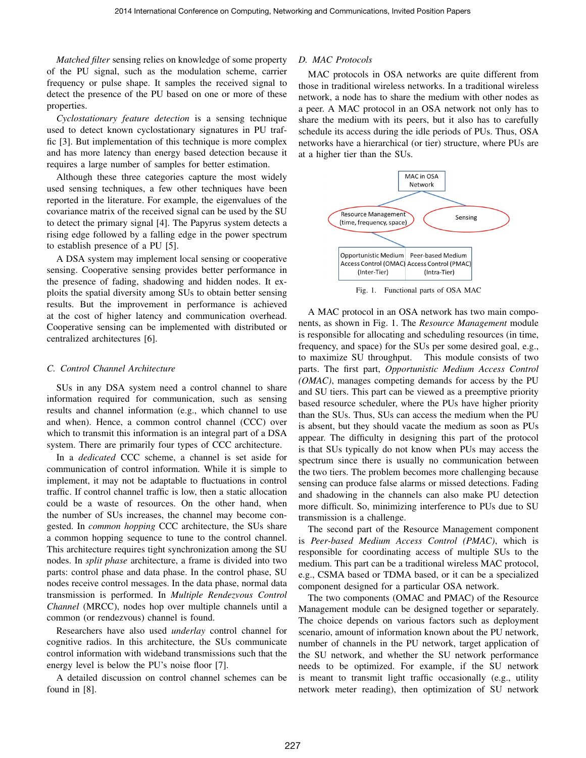*Matched filter* sensing relies on knowledge of some property of the PU signal, such as the modulation scheme, carrier frequency or pulse shape. It samples the received signal to detect the presence of the PU based on one or more of these properties.

*Cyclostationary feature detection* is a sensing technique used to detect known cyclostationary signatures in PU traffic [3]. But implementation of this technique is more complex and has more latency than energy based detection because it requires a large number of samples for better estimation.

Although these three categories capture the most widely used sensing techniques, a few other techniques have been reported in the literature. For example, the eigenvalues of the covariance matrix of the received signal can be used by the SU to detect the primary signal [4]. The Papyrus system detects a rising edge followed by a falling edge in the power spectrum to establish presence of a PU [5].

A DSA system may implement local sensing or cooperative sensing. Cooperative sensing provides better performance in the presence of fading, shadowing and hidden nodes. It exploits the spatial diversity among SUs to obtain better sensing results. But the improvement in performance is achieved at the cost of higher latency and communication overhead. Cooperative sensing can be implemented with distributed or centralized architectures [6].

### C. Control Channel Architecture

SUs in any DSA system need a control channel to share information required for communication, such as sensing results and channel information (e.g., which channel to use and when). Hence, a common control channel (CCC) over which to transmit this information is an integral part of a DSA system. There are primarily four types of CCC architecture.

In a *dedicated* CCC scheme, a channel is set aside for communication of control information. While it is simple to implement, it may not be adaptable to fluctuations in control traffic. If control channel traffic is low, then a static allocation could be a waste of resources. On the other hand, when the number of SUs increases, the channel may become congested. In *common hopping* CCC architecture, the SUs share a common hopping sequence to tune to the control channel. This architecture requires tight synchronization among the SU nodes. In *split phase* architecture, a frame is divided into two parts: control phase and data phase. In the control phase, SU nodes receive control messages. In the data phase, normal data transmission is performed. In *Multiple Rendezvous Control Channel* (MRCC), nodes hop over multiple channels until a common (or rendezvous) channel is found.

Researchers have also used *underlay* control channel for cognitive radios. In this architecture, the SUs communicate control information with wideband transmissions such that the energy level is below the PU's noise floor [7].

A detailed discussion on control channel schemes can be found in [8].

### D. MAC Protocols

MAC protocols in OSA networks are quite different from those in traditional wireless networks. In a traditional wireless network, a node has to share the medium with other nodes as a peer. A MAC protocol in an OSA network not only has to share the medium with its peers, but it also has to carefully schedule its access during the idle periods of PUs. Thus, OSA networks have a hierarchical (or tier) structure, where PUs are at a higher tier than the SUs.

MAC in OSA Network

Resource Management (time, frequency, space)

Sensing

Opportunistic Medium Access Control (OMAC) (Inter-Tier)

Peer-based Medium Access Control (PMAC) (Intra-Tier)

Fig. 1. Functional parts of OSA MAC

A MAC protocol in an OSA network has two main components, as shown in Fig. 1. The *Resource Management* module is responsible for allocating and scheduling resources (in time, frequency, and space) for the SUs per some desired goal, e.g., to maximize SU throughput. This module consists of two parts. The first part, *Opportunistic Medium Access Control (OMAC)*, manages competing demands for access by the PU and SU tiers. This part can be viewed as a preemptive priority based resource scheduler, where the PUs have higher priority than the SUs. Thus, SUs can access the medium when the PU is absent, but they should vacate the medium as soon as PUs appear. The difficulty in designing this part of the protocol is that SUs typically do not know when PUs may access the spectrum since there is usually no communication between the two tiers. The problem becomes more challenging because sensing can produce false alarms or missed detections. Fading and shadowing in the channels can also make PU detection more difficult. So, minimizing interference to PUs due to SU transmission is a challenge.

The second part of the Resource Management component is *Peer-based Medium Access Control (PMAC)*, which is responsible for coordinating access of multiple SUs to the medium. This part can be a traditional wireless MAC protocol, e.g., CSMA based or TDMA based, or it can be a specialized component designed for a particular OSA network.

The two components (OMAC and PMAC) of the Resource Management module can be designed together or separately. The choice depends on various factors such as deployment scenario, amount of information known about the PU network, number of channels in the PU network, target application of the SU network, and whether the SU network performance needs to be optimized. For example, if the SU network is meant to transmit light traffic occasionally (e.g., utility network meter reading), then optimization of SU network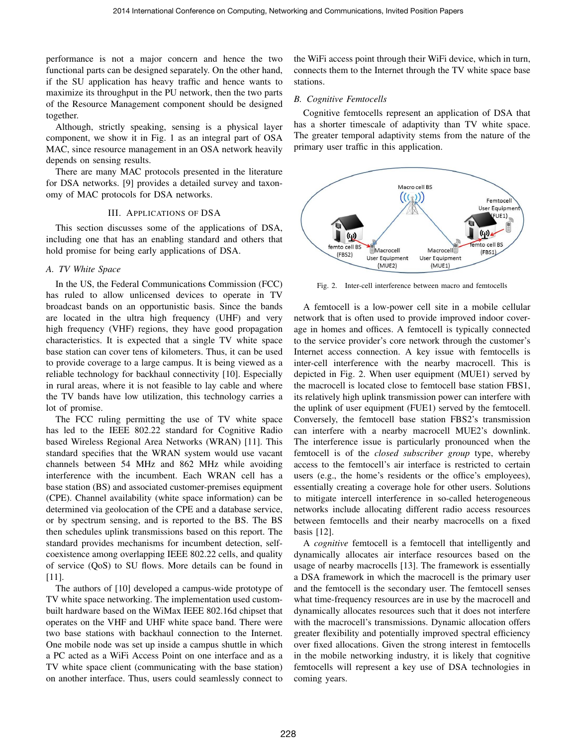performance is not a major concern and hence the two functional parts can be designed separately. On the other hand, if the SU application has heavy traffic and hence wants to maximize its throughput in the PU network, then the two parts of the Resource Management component should be designed together.

Although, strictly speaking, sensing is a physical layer component, we show it in Fig. 1 as an integral part of OSA MAC, since resource management in an OSA network heavily depends on sensing results.

There are many MAC protocols presented in the literature for DSA networks. [9] provides a detailed survey and taxonomy of MAC protocols for DSA networks.

## III. Applications of DSA

This section discusses some of the applications of DSA, including one that has an enabling standard and others that hold promise for being early applications of DSA.

### A. TV White Space

In the US, the Federal Communications Commission (FCC) has ruled to allow unlicensed devices to operate in TV broadcast bands on an opportunistic basis. Since the bands are located in the ultra high frequency (UHF) and very high frequency (VHF) regions, they have good propagation characteristics. It is expected that a single TV white space base station can cover tens of kilometers. Thus, it can be used to provide coverage to a large campus. It is being viewed as a reliable technology for backhaul connectivity [10]. Especially in rural areas, where it is not feasible to lay cable and where the TV bands have low utilization, this technology carries a lot of promise.

The FCC ruling permitting the use of TV white space has led to the IEEE 802.22 standard for Cognitive Radio based Wireless Regional Area Networks (WRAN) [11]. This standard specifies that the WRAN system would use vacant channels between 54 MHz and 862 MHz while avoiding interference with the incumbent. Each WRAN cell has a base station (BS) and associated customer-premises equipment (CPE). Channel availability (white space information) can be determined via geolocation of the CPE and a database service, or by spectrum sensing, and is reported to the BS. The BS then schedules uplink transmissions based on this report. The standard provides mechanisms for incumbent detection, self-coexistence among overlapping IEEE 802.22 cells, and quality of service (QoS) to SU flows. More details can be found in [11].

The authors of [10] developed a campus-wide prototype of TV white space networking. The implementation used custom-built hardware based on the WiMax IEEE 802.16d chipset that operates on the VHF and UHF white space band. There were two base stations with backhaul connection to the Internet. One mobile node was set up inside a campus shuttle in which a PC acted as a WiFi Access Point on one interface and as a TV white space client (communicating with the base station) on another interface. Thus, users could seamlessly connect to the WiFi access point through their WiFi device, which in turn, connects them to the Internet through the TV white space base stations.

### B. Cognitive Femtocells

Cognitive femtocells represent an application of DSA that has a shorter timescale of adaptivity than TV white space. The greater temporal adaptivity stems from the nature of the primary user traffic in this application.

Fig. 2. Inter-cell interference between macro and femtocells

A femtocell is a low-power cell site in a mobile cellular network that is often used to provide improved indoor coverage in homes and offices. A femtocell is typically connected to the service provider's core network through the customer's Internet access connection. A key issue with femtocells is inter-cell interference with the nearby macrocell. This is depicted in Fig. 2. When user equipment (MUE1) served by the macrocell is located close to femtocell base station FBS1, its relatively high uplink transmission power can interfere with the uplink of user equipment (FUE1) served by the femtocell. Conversely, the femtocell base station FBS2's transmission can interfere with a nearby macrocell MUE2's downlink. The interference issue is particularly pronounced when the femtocell is of the *closed subscriber group* type, whereby access to the femtocell's air interface is restricted to certain users (e.g., the home's residents or the office's employees), essentially creating a coverage hole for other users. Solutions to mitigate intercell interference in so-called heterogeneous networks include allocating different radio access resources between femtocells and their nearby macrocells on a fixed basis [12].

A *cognitive* femtocell is a femtocell that intelligently and dynamically allocates air interface resources based on the usage of nearby macrocells [13]. The framework is essentially a DSA framework in which the macrocell is the primary user and the femtocell is the secondary user. The femtocell senses what time-frequency resources are in use by the macrocell and dynamically allocates resources such that it does not interfere with the macrocell's transmissions. Dynamic allocation offers greater flexibility and potentially improved spectral efficiency over fixed allocations. Given the strong interest in femtocells in the mobile networking industry, it is likely that cognitive femtocells will represent a key use of DSA technologies in coming years.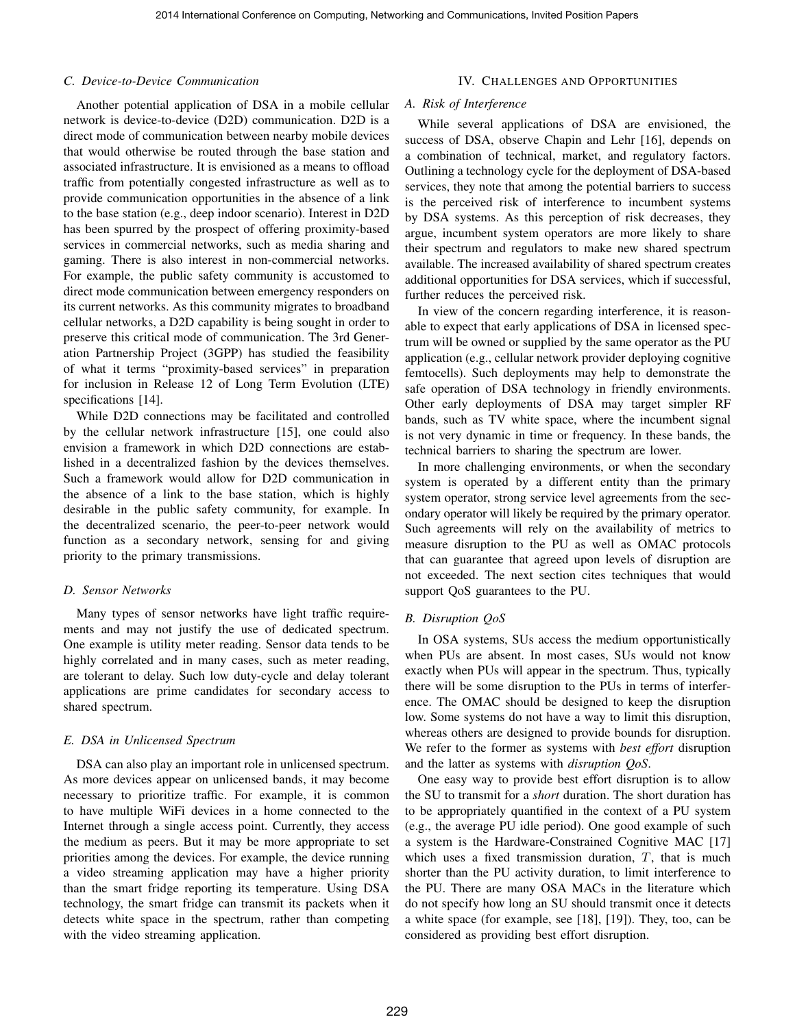### C. Device-to-Device Communication

Another potential application of DSA in a mobile cellular network is device-to-device (D2D) communication. D2D is a direct mode of communication between nearby mobile devices that would otherwise be routed through the base station and associated infrastructure. It is envisioned as a means to offload traffic from potentially congested infrastructure as well as to provide communication opportunities in the absence of a link to the base station (e.g., deep indoor scenario). Interest in D2D has been spurred by the prospect of offering proximity-based services in commercial networks, such as media sharing and gaming. There is also interest in non-commercial networks. For example, the public safety community is accustomed to direct mode communication between emergency responders on its current networks. As this community migrates to broadband cellular networks, a D2D capability is being sought in order to preserve this critical mode of communication. The 3rd Generation Partnership Project (3GPP) has studied the feasibility of what it terms "proximity-based services" in preparation for inclusion in Release 12 of Long Term Evolution (LTE) specifications [14].

While D2D connections may be facilitated and controlled by the cellular network infrastructure [15], one could also envision a framework in which D2D connections are established in a decentralized fashion by the devices themselves. Such a framework would allow for D2D communication in the absence of a link to the base station, which is highly desirable in the public safety community, for example. In the decentralized scenario, the peer-to-peer network would function as a secondary network, sensing for and giving priority to the primary transmissions.

### D. Sensor Networks

Many types of sensor networks have light traffic requirements and may not justify the use of dedicated spectrum. One example is utility meter reading. Sensor data tends to be highly correlated and in many cases, such as meter reading, are tolerant to delay. Such low duty-cycle and delay tolerant applications are prime candidates for secondary access to shared spectrum.

### E. DSA in Unlicensed Spectrum

DSA can also play an important role in unlicensed spectrum. As more devices appear on unlicensed bands, it may become necessary to prioritize traffic. For example, it is common to have multiple WiFi devices in a home connected to the Internet through a single access point. Currently, they access the medium as peers. But it may be more appropriate to set priorities among the devices. For example, the device running a video streaming application may have a higher priority than the smart fridge reporting its temperature. Using DSA technology, the smart fridge can transmit its packets when it detects white space in the spectrum, rather than competing with the video streaming application.

## IV. Challenges and Opportunities

### A. Risk of Interference

While several applications of DSA are envisioned, the success of DSA, observe Chapin and Lehr [16], depends on a combination of technical, market, and regulatory factors. Outlining a technology cycle for the deployment of DSA-based services, they note that among the potential barriers to success is the perceived risk of interference to incumbent systems by DSA systems. As this perception of risk decreases, they argue, incumbent system operators are more likely to share their spectrum and regulators to make new shared spectrum available. The increased availability of shared spectrum creates additional opportunities for DSA services, which if successful, further reduces the perceived risk.

In view of the concern regarding interference, it is reasonable to expect that early applications of DSA in licensed spectrum will be owned or supplied by the same operator as the PU application (e.g., cellular network provider deploying cognitive femtocells). Such deployments may help to demonstrate the safe operation of DSA technology in friendly environments. Other early deployments of DSA may target simpler RF bands, such as TV white space, where the incumbent signal is not very dynamic in time or frequency. In these bands, the technical barriers to sharing the spectrum are lower.

In more challenging environments, or when the secondary system is operated by a different entity than the primary system operator, strong service level agreements from the secondary operator will likely be required by the primary operator. Such agreements will rely on the availability of metrics to measure disruption to the PU as well as OMAC protocols that can guarantee that agreed upon levels of disruption are not exceeded. The next section cites techniques that would support QoS guarantees to the PU.

### B. Disruption QoS

In OSA systems, SUs access the medium opportunistically when PUs are absent. In most cases, SUs would not know exactly when PUs will appear in the spectrum. Thus, typically there will be some disruption to the PUs in terms of interference. The OMAC should be designed to keep the disruption low. Some systems do not have a way to limit this disruption, whereas others are designed to provide bounds for disruption. We refer to the former as systems with *best effort* disruption and the latter as systems with *disruption QoS*.

One easy way to provide best effort disruption is to allow the SU to transmit for a *short* duration. The short duration has to be appropriately quantified in the context of a PU system (e.g., the average PU idle period). One good example of such a system is the Hardware-Constrained Cognitive MAC [17] which uses a fixed transmission duration, $T$, that is much shorter than the PU activity duration, to limit interference to the PU. There are many OSA MACs in the literature which do not specify how long an SU should transmit once it detects a white space (for example, see [18], [19]). They, too, can be considered as providing best effort disruption.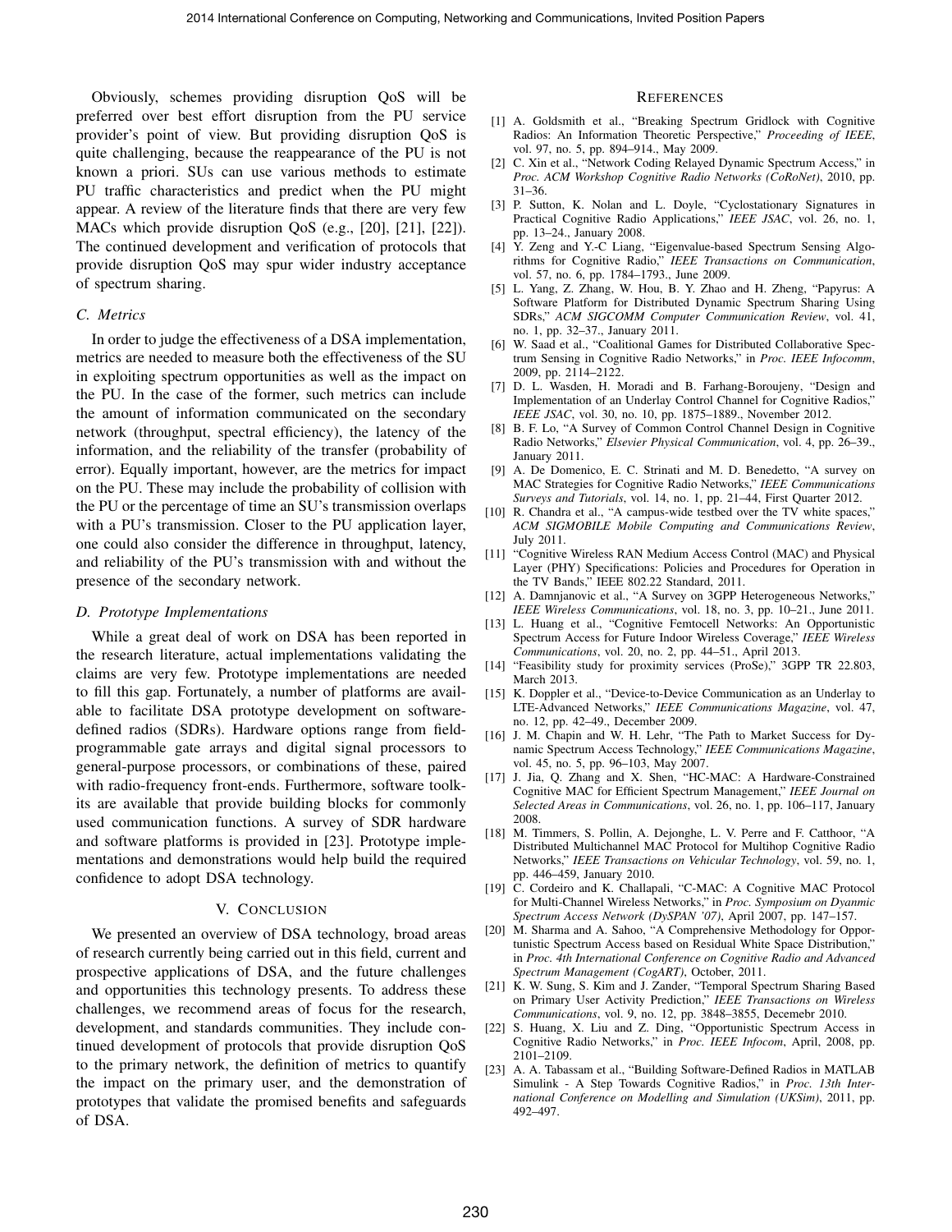Obviously, schemes providing disruption QoS will be preferred over best effort disruption from the PU service provider's point of view. But providing disruption QoS is quite challenging, because the reappearance of the PU is not known a priori. SUs can use various methods to estimate PU traffic characteristics and predict when the PU might appear. A review of the literature finds that there are very few MACs which provide disruption QoS (e.g., [20], [21], [22]). The continued development and verification of protocols that provide disruption QoS may spur wider industry acceptance of spectrum sharing.

### C. Metrics

In order to judge the effectiveness of a DSA implementation, metrics are needed to measure both the effectiveness of the SU in exploiting spectrum opportunities as well as the impact on the PU. In the case of the former, such metrics can include the amount of information communicated on the secondary network (throughput, spectral efficiency), the latency of the information, and the reliability of the transfer (probability of error). Equally important, however, are the metrics for impact on the PU. These may include the probability of collision with the PU or the percentage of time an SU's transmission overlaps with a PU's transmission. Closer to the PU application layer, one could also consider the difference in throughput, latency, and reliability of the PU's transmission with and without the presence of the secondary network.

### D. Prototype Implementations

While a great deal of work on DSA has been reported in the research literature, actual implementations validating the claims are very few. Prototype implementations are needed to fill this gap. Fortunately, a number of platforms are available to facilitate DSA prototype development on software-defined radios (SDRs). Hardware options range from field-programmable gate arrays and digital signal processors to general-purpose processors, or combinations of these, paired with radio-frequency front-ends. Furthermore, software toolkits are available that provide building blocks for commonly used communication functions. A survey of SDR hardware and software platforms is provided in [23]. Prototype implementations and demonstrations would help build the required confidence to adopt DSA technology.

## V. Conclusion

We presented an overview of DSA technology, broad areas of research currently being carried out in this field, current and prospective applications of DSA, and the future challenges and opportunities this technology presents. To address these challenges, we recommend areas of focus for the research, development, and standards communities. They include continued development of protocols that provide disruption QoS to the primary network, the definition of metrics to quantify the impact on the primary user, and the demonstration of prototypes that validate the promised benefits and safeguards of DSA.

## References

[1] A. Goldsmith et al., "Breaking Spectrum Gridlock with Cognitive Radios: An Information Theoretic Perspective," *Proceeding of IEEE*, vol. 97, no. 5, pp. 894–914., May 2009.

[2] C. Xin et al., "Network Coding Relayed Dynamic Spectrum Access," in *Proc. ACM Workshop Cognitive Radio Networks (CoRoNet)*, 2010, pp. 31–36.

[3] P. Sutton, K. Nolan and L. Doyle, "Cyclostationary Signatures in Practical Cognitive Radio Applications," *IEEE JSAC*, vol. 26, no. 1, pp. 13–24., January 2008.

[4] Y. Zeng and Y.-C Liang, "Eigenvalue-based Spectrum Sensing Algorithms for Cognitive Radio," *IEEE Transactions on Communication*, vol. 57, no. 6, pp. 1784–1793., June 2009.

[5] L. Yang, Z. Zhang, W. Hou, B. Y. Zhao and H. Zheng, "Papyrus: A Software Platform for Distributed Dynamic Spectrum Sharing Using SDRs," *ACM SIGCOMM Computer Communication Review*, vol. 41, no. 1, pp. 32–37., January 2011.

[6] W. Saad et al., "Coalitional Games for Distributed Collaborative Spectrum Sensing in Cognitive Radio Networks," in *Proc. IEEE Infocomm*, 2009, pp. 2114–2122.

[7] D. L. Wasden, H. Moradi and B. Farhang-Boroujeny, "Design and Implementation of an Underlay Control Channel for Cognitive Radios," *IEEE JSAC*, vol. 30, no. 10, pp. 1875–1889., November 2012.

[8] B. F. Lo, "A Survey of Common Control Channel Design in Cognitive Radio Networks," *Elsevier Physical Communication*, vol. 4, pp. 26–39., January 2011.

[9] A. De Domenico, E. C. Strinati and M. D. Benedetto, "A survey on MAC Strategies for Cognitive Radio Networks," *IEEE Communications Surveys and Tutorials*, vol. 14, no. 1, pp. 21–44, First Quarter 2012.

[10] R. Chandra et al., "A campus-wide testbed over the TV white spaces," *ACM SIGMOBILE Mobile Computing and Communications Review*, July 2011.

[11] "Cognitive Wireless RAN Medium Access Control (MAC) and Physical Layer (PHY) Specifications: Policies and Procedures for Operation in the TV Bands," IEEE 802.22 Standard, 2011.

[12] A. Damnjanovic et al., "A Survey on 3GPP Heterogeneous Networks," *IEEE Wireless Communications*, vol. 18, no. 3, pp. 10–21., June 2011.

[13] L. Huang et al., "Cognitive Femtocell Networks: An Opportunistic Spectrum Access for Future Indoor Wireless Coverage," *IEEE Wireless Communications*, vol. 20, no. 2, pp. 44–51., April 2013.

[14] "Feasibility study for proximity services (ProSe)," 3GPP TR 22.803, March 2013.

[15] K. Doppler et al., "Device-to-Device Communication as an Underlay to LTE-Advanced Networks," *IEEE Communications Magazine*, vol. 47, no. 12, pp. 42–49., December 2009.

[16] J. M. Chapin and W. H. Lehr, "The Path to Market Success for Dynamic Spectrum Access Technology," *IEEE Communications Magazine*, vol. 45, no. 5, pp. 96–103, May 2007.

[17] J. Jia, Q. Zhang and X. Shen, "HC-MAC: A Hardware-Constrained Cognitive MAC for Efficient Spectrum Management," *IEEE Journal on Selected Areas in Communications*, vol. 26, no. 1, pp. 106–117, January 2008.

[18] M. Timmers, S. Pollin, A. Dejonghe, L. V. Perre and F. Catthoor, "A Distributed Multichannel MAC Protocol for Multihop Cognitive Radio Networks," *IEEE Transactions on Vehicular Technology*, vol. 59, no. 1, pp. 446–459, January 2010.

[19] C. Cordeiro and K. Challapali, "C-MAC: A Cognitive MAC Protocol for Multi-Channel Wireless Networks," in *Proc. Symposium on Dyanmic Spectrum Access Network (DySPAN '07)*, April 2007, pp. 147–157.

[20] M. Sharma and A. Sahoo, "A Comprehensive Methodology for Opportunistic Spectrum Access based on Residual White Space Distribution," in *Proc. 4th International Conference on Cognitive Radio and Advanced Spectrum Management (CogART)*, October, 2011.

[21] K. W. Sung, S. Kim and J. Zander, "Temporal Spectrum Sharing Based on Primary User Activity Prediction," *IEEE Transactions on Wireless Communications*, vol. 9, no. 12, pp. 3848–3855, Decemebr 2010.

[22] S. Huang, X. Liu and Z. Ding, "Opportunistic Spectrum Access in Cognitive Radio Networks," in *Proc. IEEE Infocom*, April, 2008, pp. 2101–2109.

[23] A. A. Tabassam et al., "Building Software-Defined Radios in MATLAB Simulink - A Step Towards Cognitive Radios," in *Proc. 13th International Conference on Modelling and Simulation (UKSim)*, 2011, pp. 492–497.